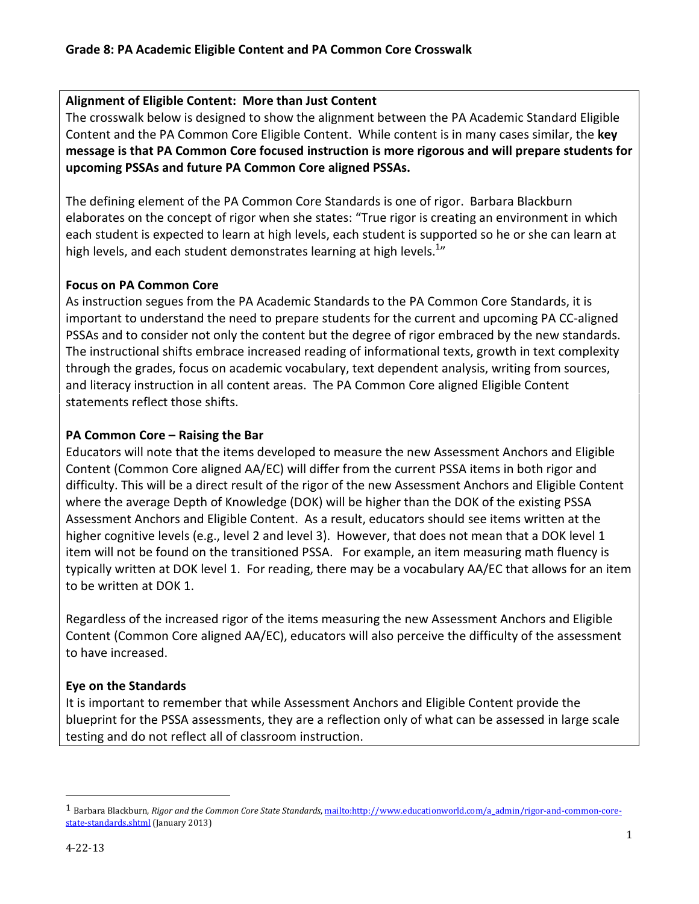## Grade 8: PA Academic Eligible Content and PA Common Core Crosswalk

**Alignment of Eligible Content: More than Just Content**

The crosswalk below is designed to show the alignment between the PA Academic Standard Eligible Content and the PA Common Core Eligible Content. While content is in many cases similar, the **key message is that PA Common Core focused instruction is more rigorous and will prepare students for upcoming PSSAs and future PA Common Core aligned PSSAs.**

The defining element of the PA Common Core Standards is one of rigor. Barbara Blackburn elaborates on the concept of rigor when she states: "True rigor is creating an environment in which each student is expected to learn at high levels, each student is supported so he or she can learn at high levels, and each student demonstrates learning at high levels.[1]"

**Focus on PA Common Core**

As instruction segues from the PA Academic Standards to the PA Common Core Standards, it is important to understand the need to prepare students for the current and upcoming PA CC-aligned PSSAs and to consider not only the content but the degree of rigor embraced by the new standards. The instructional shifts embrace increased reading of informational texts, growth in text complexity through the grades, focus on academic vocabulary, text dependent analysis, writing from sources, and literacy instruction in all content areas. The PA Common Core aligned Eligible Content statements reflect those shifts.

**PA Common Core – Raising the Bar**

Educators will note that the items developed to measure the new Assessment Anchors and Eligible Content (Common Core aligned AA/EC) will differ from the current PSSA items in both rigor and difficulty. This will be a direct result of the rigor of the new Assessment Anchors and Eligible Content where the average Depth of Knowledge (DOK) will be higher than the DOK of the existing PSSA Assessment Anchors and Eligible Content. As a result, educators should see items written at the higher cognitive levels (e.g., level 2 and level 3). However, that does not mean that a DOK level 1 item will not be found on the transitioned PSSA. For example, an item measuring math fluency is typically written at DOK level 1. For reading, there may be a vocabulary AA/EC that allows for an item to be written at DOK 1.

Regardless of the increased rigor of the items measuring the new Assessment Anchors and Eligible Content (Common Core aligned AA/EC), educators will also perceive the difficulty of the assessment to have increased.

**Eye on the Standards**

It is important to remember that while Assessment Anchors and Eligible Content provide the blueprint for the PSSA assessments, they are a reflection only of what can be assessed in large scale testing and do not reflect all of classroom instruction.

---

[1] Barbara Blackburn, *Rigor and the Common Core State Standards*, mailto:http://www.educationworld.com/a_admin/rigor-and-common-core-state-standards.shtml (January 2013)

4-22-13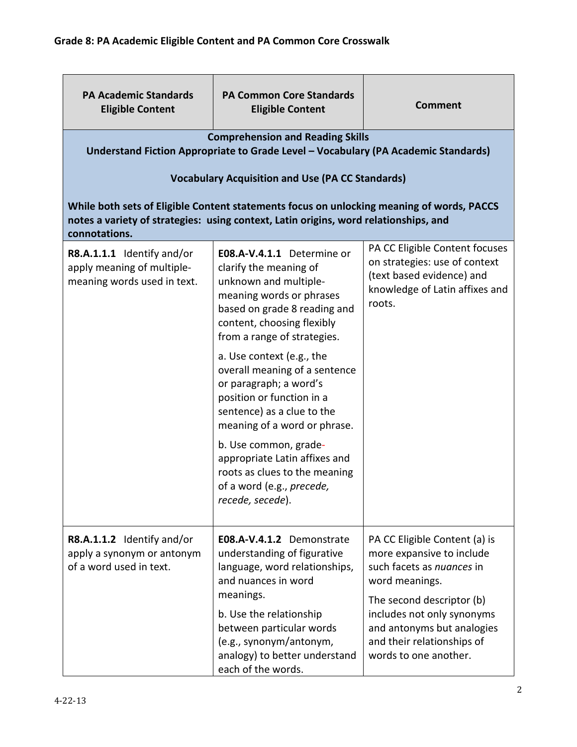## Grade 8: PA Academic Eligible Content and PA Common Core Crosswalk

| PA Academic Standards Eligible Content | PA Common Core Standards Eligible Content | Comment |
|---|---|---|
| **Comprehension and Reading Skills**<br>**Understand Fiction Appropriate to Grade Level – Vocabulary (PA Academic Standards)**<br><br>**Vocabulary Acquisition and Use (PA CC Standards)**<br><br>**While both sets of Eligible Content statements focus on unlocking meaning of words, PACCS notes a variety of strategies: using context, Latin origins, word relationships, and connotations.** | | |
| **R8.A.1.1.1** Identify and/or apply meaning of multiple-meaning words used in text. | **E08.A-V.4.1.1** Determine or clarify the meaning of unknown and multiple-meaning words or phrases based on grade 8 reading and content, choosing flexibly from a range of strategies.<br><br>a. Use context (e.g., the overall meaning of a sentence or paragraph; a word's position or function in a sentence) as a clue to the meaning of a word or phrase.<br><br>b. Use common, grade-appropriate Latin affixes and roots as clues to the meaning of a word (e.g., *precede, recede, secede*). | PA CC Eligible Content focuses on strategies: use of context (text based evidence) and knowledge of Latin affixes and roots. |
| **R8.A.1.1.2** Identify and/or apply a synonym or antonym of a word used in text. | **E08.A-V.4.1.2** Demonstrate understanding of figurative language, word relationships, and nuances in word meanings.<br><br>b. Use the relationship between particular words (e.g., synonym/antonym, analogy) to better understand each of the words. | PA CC Eligible Content (a) is more expansive to include such facets as *nuances* in word meanings.<br><br>The second descriptor (b) includes not only synonyms and antonyms but analogies and their relationships of words to one another. |

4-22-13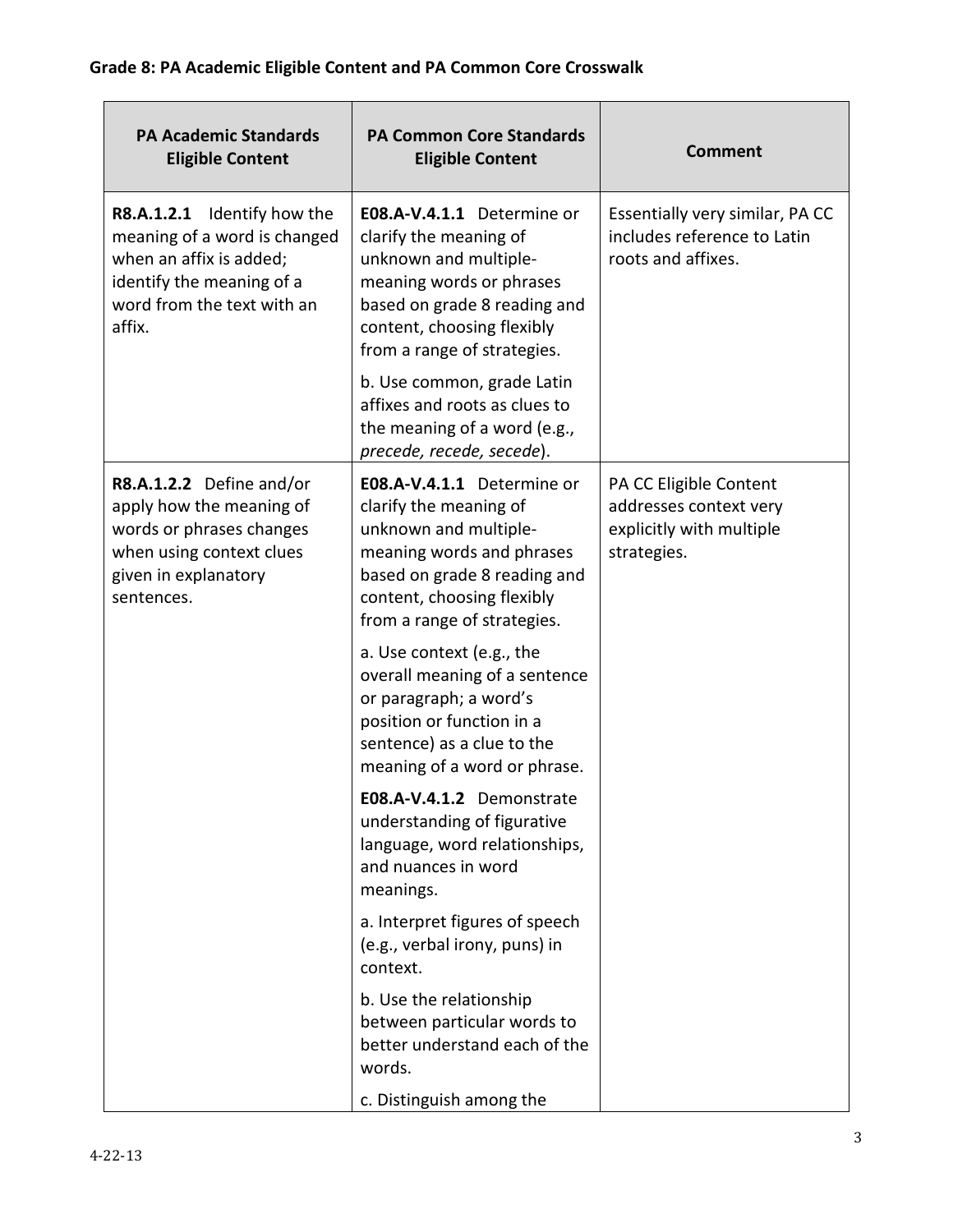**Grade 8: PA Academic Eligible Content and PA Common Core Crosswalk**

| PA Academic Standards Eligible Content | PA Common Core Standards Eligible Content | Comment |
|---|---|---|
| **R8.A.1.2.1** Identify how the meaning of a word is changed when an affix is added; identify the meaning of a word from the text with an affix. | **E08.A-V.4.1.1** Determine or clarify the meaning of unknown and multiple-meaning words or phrases based on grade 8 reading and content, choosing flexibly from a range of strategies.<br><br>b. Use common, grade Latin affixes and roots as clues to the meaning of a word (e.g., *precede, recede, secede*). | Essentially very similar, PA CC includes reference to Latin roots and affixes. |
| **R8.A.1.2.2** Define and/or apply how the meaning of words or phrases changes when using context clues given in explanatory sentences. | **E08.A-V.4.1.1** Determine or clarify the meaning of unknown and multiple-meaning words and phrases based on grade 8 reading and content, choosing flexibly from a range of strategies.<br><br>a. Use context (e.g., the overall meaning of a sentence or paragraph; a word's position or function in a sentence) as a clue to the meaning of a word or phrase.<br><br>**E08.A-V.4.1.2** Demonstrate understanding of figurative language, word relationships, and nuances in word meanings.<br><br>a. Interpret figures of speech (e.g., verbal irony, puns) in context.<br><br>b. Use the relationship between particular words to better understand each of the words.<br><br>c. Distinguish among the | PA CC Eligible Content addresses context very explicitly with multiple strategies. |

4-22-13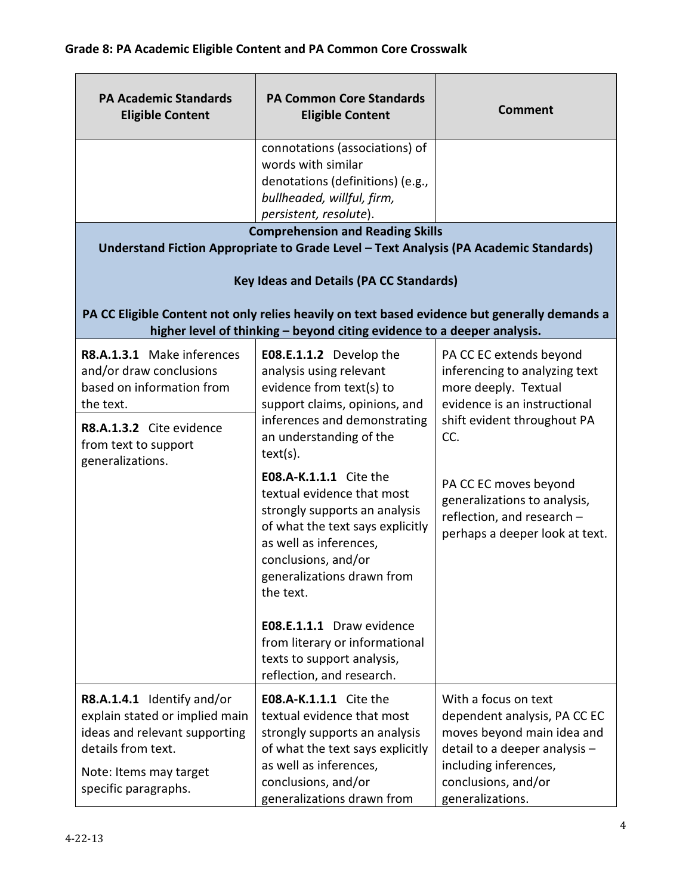## Grade 8: PA Academic Eligible Content and PA Common Core Crosswalk

| PA Academic Standards Eligible Content | PA Common Core Standards Eligible Content | Comment |
|---|---|---|
| | connotations (associations) of words with similar denotations (definitions) (e.g., *bullheaded, willful, firm, persistent, resolute*). | |
| **Comprehension and Reading Skills**<br>**Understand Fiction Appropriate to Grade Level – Text Analysis (PA Academic Standards)**<br><br>**Key Ideas and Details (PA CC Standards)**<br><br>**PA CC Eligible Content not only relies heavily on text based evidence but generally demands a higher level of thinking – beyond citing evidence to a deeper analysis.** | | |
| **R8.A.1.3.1** Make inferences and/or draw conclusions based on information from the text.<br><br>**R8.A.1.3.2** Cite evidence from text to support generalizations. | **E08.E.1.1.2** Develop the analysis using relevant evidence from text(s) to support claims, opinions, and inferences and demonstrating an understanding of the text(s).<br><br>**E08.A-K.1.1.1** Cite the textual evidence that most strongly supports an analysis of what the text says explicitly as well as inferences, conclusions, and/or generalizations drawn from the text.<br><br>**E08.E.1.1.1** Draw evidence from literary or informational texts to support analysis, reflection, and research. | PA CC EC extends beyond inferencing to analyzing text more deeply. Textual evidence is an instructional shift evident throughout PA CC.<br><br>PA CC EC moves beyond generalizations to analysis, reflection, and research – perhaps a deeper look at text. |
| **R8.A.1.4.1** Identify and/or explain stated or implied main ideas and relevant supporting details from text.<br><br>Note: Items may target specific paragraphs. | **E08.A-K.1.1.1** Cite the textual evidence that most strongly supports an analysis of what the text says explicitly as well as inferences, conclusions, and/or generalizations drawn from | With a focus on text dependent analysis, PA CC EC moves beyond main idea and detail to a deeper analysis – including inferences, conclusions, and/or generalizations. |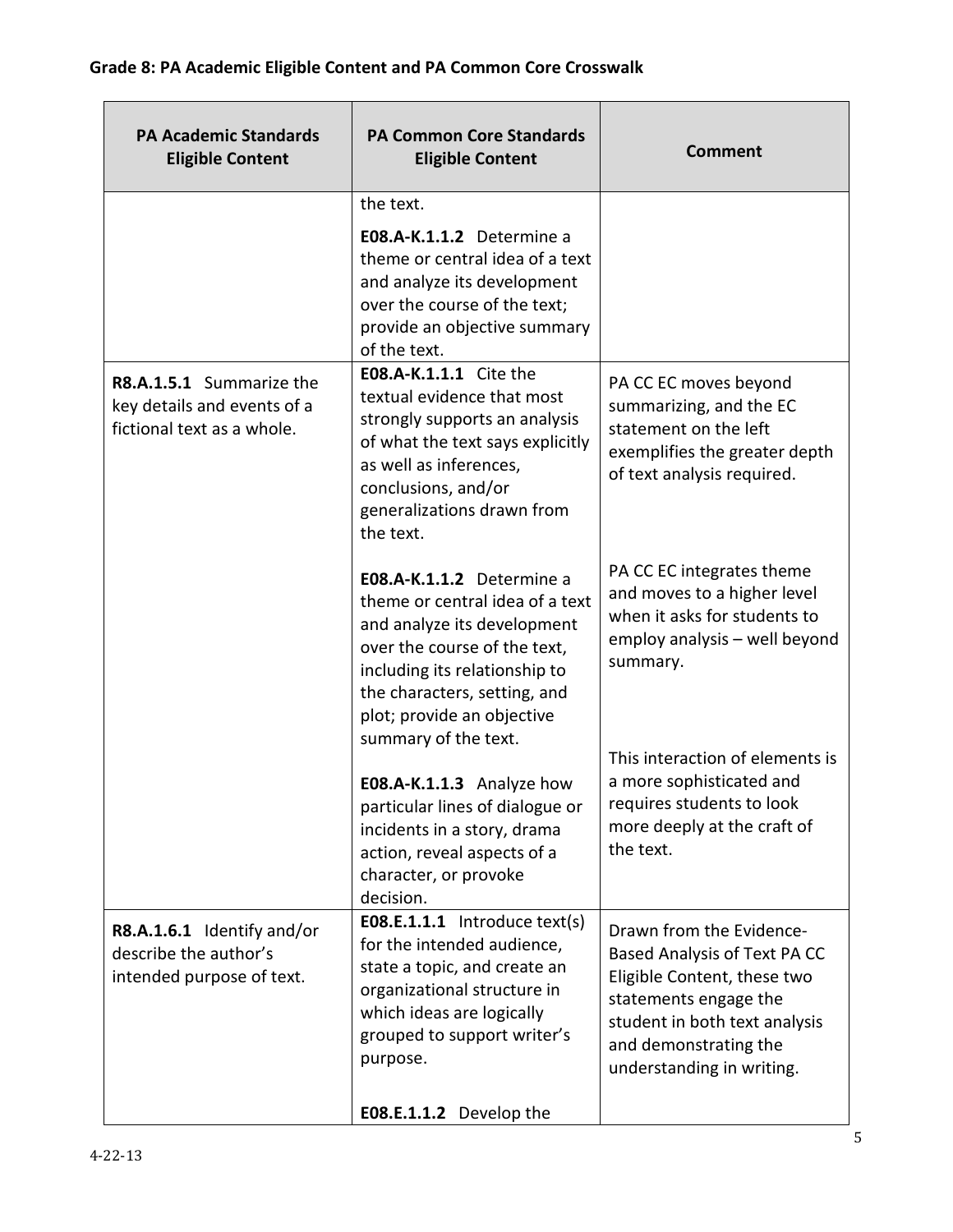**Grade 8: PA Academic Eligible Content and PA Common Core Crosswalk**

| PA Academic Standards Eligible Content | PA Common Core Standards Eligible Content | Comment |
|---|---|---|
| | the text. <br><br> **E08.A-K.1.1.2** Determine a theme or central idea of a text and analyze its development over the course of the text; provide an objective summary of the text. | |
| **R8.A.1.5.1** Summarize the key details and events of a fictional text as a whole. | **E08.A-K.1.1.1** Cite the textual evidence that most strongly supports an analysis of what the text says explicitly as well as inferences, conclusions, and/or generalizations drawn from the text. <br><br> **E08.A-K.1.1.2** Determine a theme or central idea of a text and analyze its development over the course of the text, including its relationship to the characters, setting, and plot; provide an objective summary of the text. <br><br> **E08.A-K.1.1.3** Analyze how particular lines of dialogue or incidents in a story, drama action, reveal aspects of a character, or provoke decision. | PA CC EC moves beyond summarizing, and the EC statement on the left exemplifies the greater depth of text analysis required. <br><br> PA CC EC integrates theme and moves to a higher level when it asks for students to employ analysis – well beyond summary. <br><br> This interaction of elements is a more sophisticated and requires students to look more deeply at the craft of the text. |
| **R8.A.1.6.1** Identify and/or describe the author's intended purpose of text. | **E08.E.1.1.1** Introduce text(s) for the intended audience, state a topic, and create an organizational structure in which ideas are logically grouped to support writer's purpose. <br><br> **E08.E.1.1.2** Develop the | Drawn from the Evidence-Based Analysis of Text PA CC Eligible Content, these two statements engage the student in both text analysis and demonstrating the understanding in writing. |

4-22-13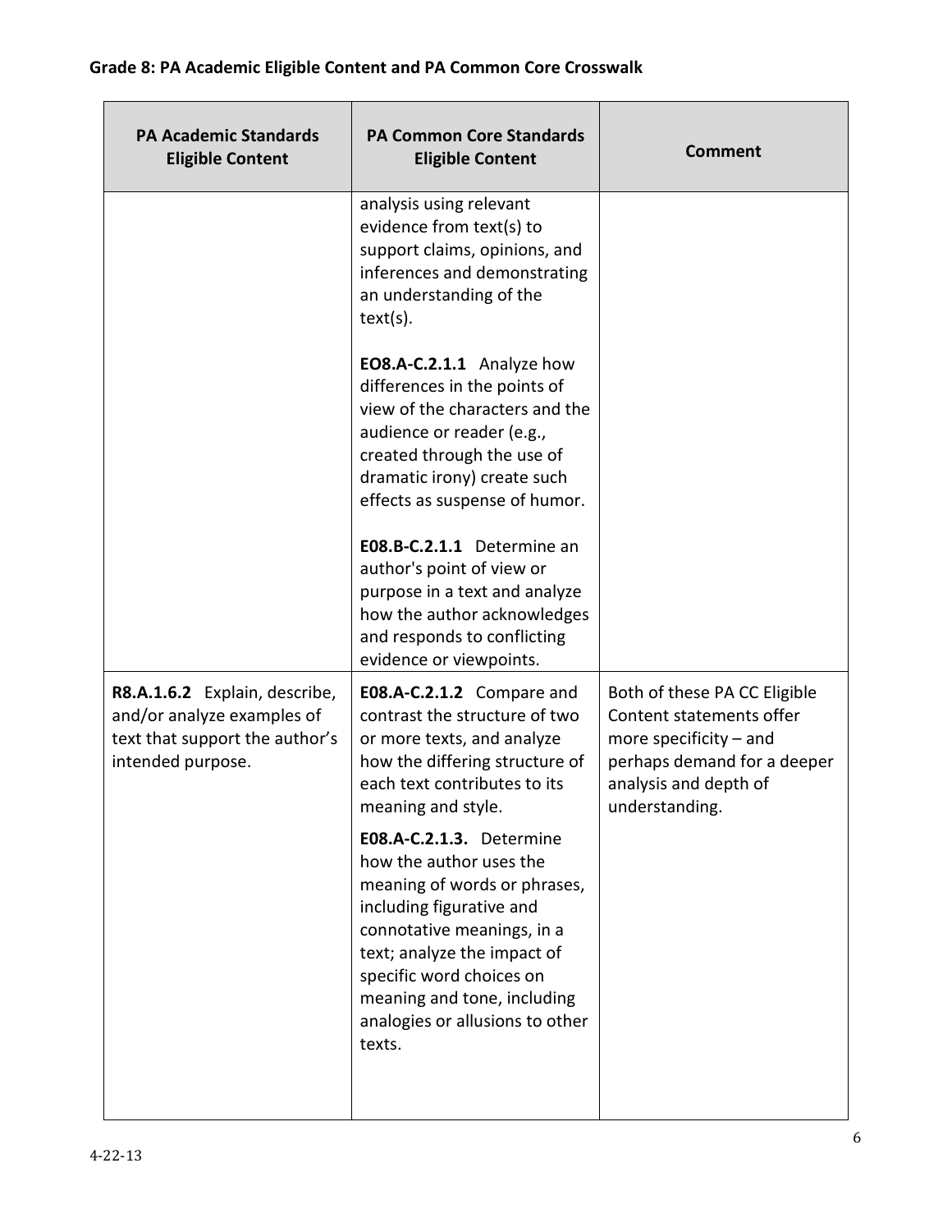**Grade 8: PA Academic Eligible Content and PA Common Core Crosswalk**

| PA Academic Standards Eligible Content | PA Common Core Standards Eligible Content | Comment |
|---|---|---|
| | analysis using relevant evidence from text(s) to support claims, opinions, and inferences and demonstrating an understanding of the text(s).<br><br>**EO8.A-C.2.1.1** Analyze how differences in the points of view of the characters and the audience or reader (e.g., created through the use of dramatic irony) create such effects as suspense of humor.<br><br>**E08.B-C.2.1.1** Determine an author's point of view or purpose in a text and analyze how the author acknowledges and responds to conflicting evidence or viewpoints. | |
| **R8.A.1.6.2** Explain, describe, and/or analyze examples of text that support the author's intended purpose. | **E08.A-C.2.1.2** Compare and contrast the structure of two or more texts, and analyze how the differing structure of each text contributes to its meaning and style.<br><br>**E08.A-C.2.1.3.** Determine how the author uses the meaning of words or phrases, including figurative and connotative meanings, in a text; analyze the impact of specific word choices on meaning and tone, including analogies or allusions to other texts. | Both of these PA CC Eligible Content statements offer more specificity – and perhaps demand for a deeper analysis and depth of understanding. |

4-22-13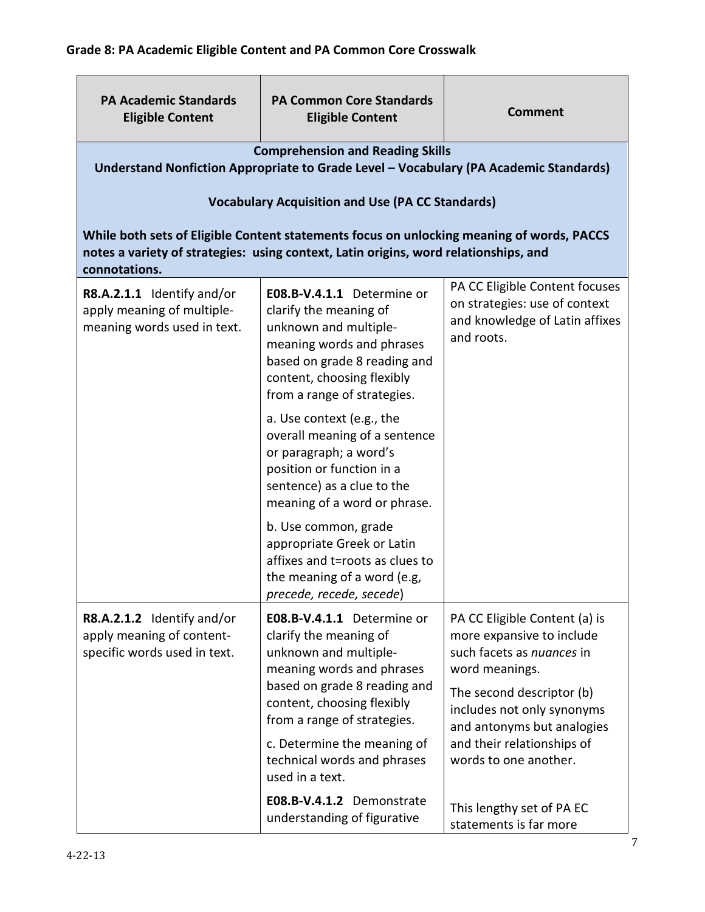## Grade 8: PA Academic Eligible Content and PA Common Core Crosswalk

| PA Academic Standards Eligible Content | PA Common Core Standards Eligible Content | Comment |
|---|---|---|
| **Comprehension and Reading Skills**<br>**Understand Nonfiction Appropriate to Grade Level – Vocabulary (PA Academic Standards)**<br><br>**Vocabulary Acquisition and Use (PA CC Standards)**<br><br>**While both sets of Eligible Content statements focus on unlocking meaning of words, PACCS notes a variety of strategies: using context, Latin origins, word relationships, and connotations.** | | |
| **R8.A.2.1.1** Identify and/or apply meaning of multiple-meaning words used in text. | **E08.B-V.4.1.1** Determine or clarify the meaning of unknown and multiple-meaning words and phrases based on grade 8 reading and content, choosing flexibly from a range of strategies.<br><br>a. Use context (e.g., the overall meaning of a sentence or paragraph; a word's position or function in a sentence) as a clue to the meaning of a word or phrase.<br><br>b. Use common, grade appropriate Greek or Latin affixes and t=roots as clues to the meaning of a word (e.g, *precede, recede, secede*) | PA CC Eligible Content focuses on strategies: use of context and knowledge of Latin affixes and roots. |
| **R8.A.2.1.2** Identify and/or apply meaning of content-specific words used in text. | **E08.B-V.4.1.1** Determine or clarify the meaning of unknown and multiple-meaning words and phrases based on grade 8 reading and content, choosing flexibly from a range of strategies.<br><br>c. Determine the meaning of technical words and phrases used in a text.<br><br>**E08.B-V.4.1.2** Demonstrate understanding of figurative | PA CC Eligible Content (a) is more expansive to include such facets as *nuances* in word meanings.<br><br>The second descriptor (b) includes not only synonyms and antonyms but analogies and their relationships of words to one another.<br><br>This lengthy set of PA EC statements is far more |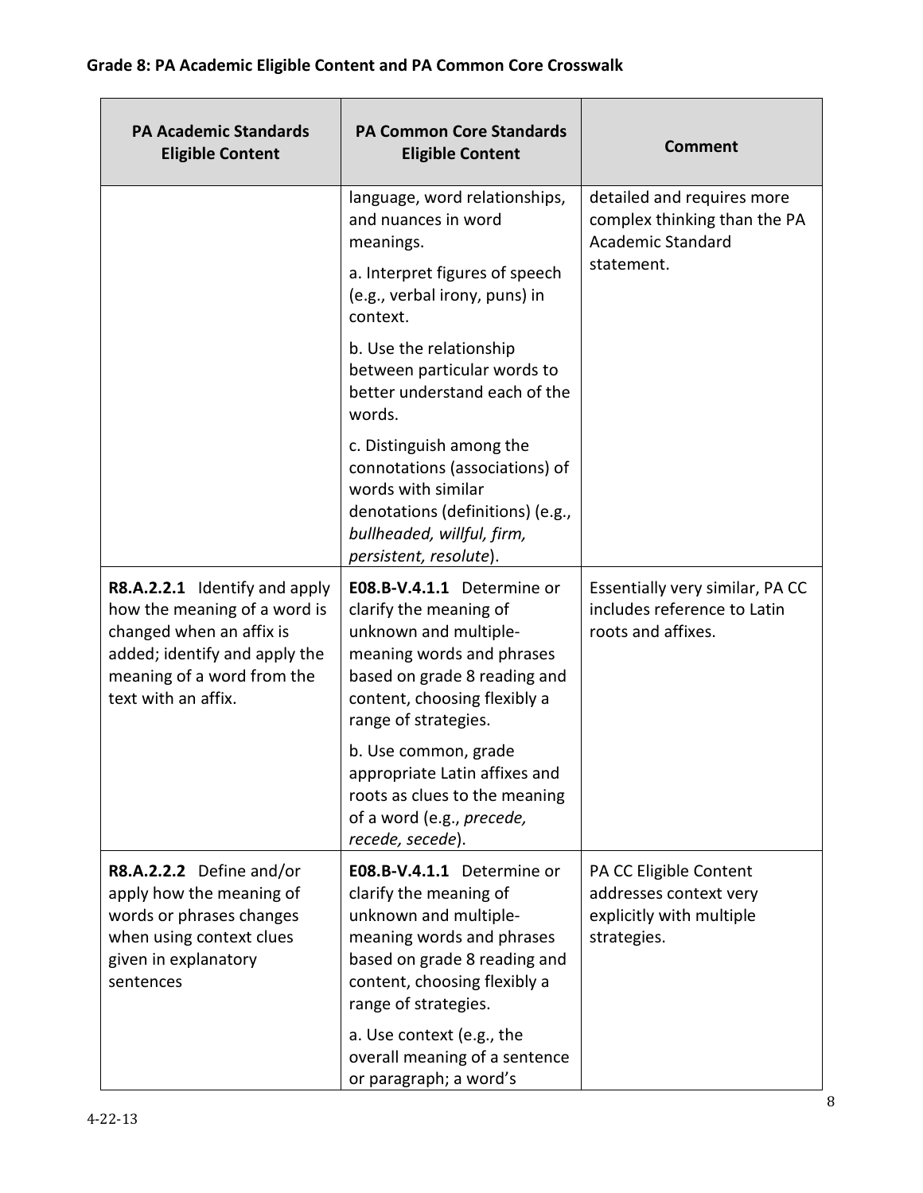**Grade 8: PA Academic Eligible Content and PA Common Core Crosswalk**

| PA Academic Standards Eligible Content | PA Common Core Standards Eligible Content | Comment |
|---|---|---|
| | language, word relationships, and nuances in word meanings.<br><br>a. Interpret figures of speech (e.g., verbal irony, puns) in context.<br><br>b. Use the relationship between particular words to better understand each of the words.<br><br>c. Distinguish among the connotations (associations) of words with similar denotations (definitions) (e.g., *bullheaded, willful, firm, persistent, resolute*). | detailed and requires more complex thinking than the PA Academic Standard statement. |
| **R8.A.2.2.1** Identify and apply how the meaning of a word is changed when an affix is added; identify and apply the meaning of a word from the text with an affix. | **E08.B-V.4.1.1** Determine or clarify the meaning of unknown and multiple-meaning words and phrases based on grade 8 reading and content, choosing flexibly a range of strategies.<br><br>b. Use common, grade appropriate Latin affixes and roots as clues to the meaning of a word (e.g., *precede, recede, secede*). | Essentially very similar, PA CC includes reference to Latin roots and affixes. |
| **R8.A.2.2.2** Define and/or apply how the meaning of words or phrases changes when using context clues given in explanatory sentences | **E08.B-V.4.1.1** Determine or clarify the meaning of unknown and multiple-meaning words and phrases based on grade 8 reading and content, choosing flexibly a range of strategies.<br><br>a. Use context (e.g., the overall meaning of a sentence or paragraph; a word's | PA CC Eligible Content addresses context very explicitly with multiple strategies. |

4-22-13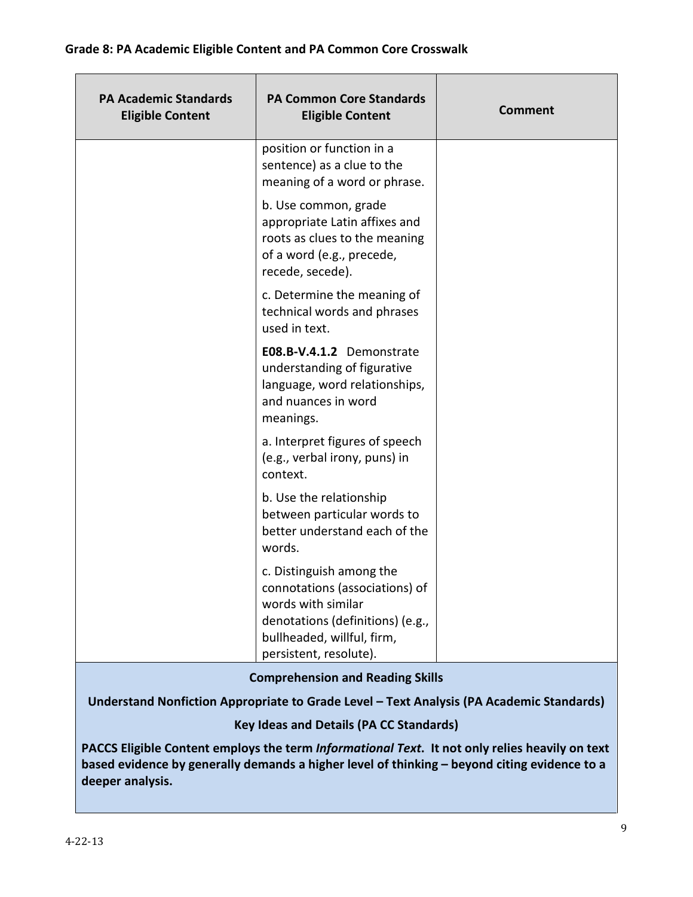**Grade 8: PA Academic Eligible Content and PA Common Core Crosswalk**

| PA Academic Standards Eligible Content | PA Common Core Standards Eligible Content | Comment |
|---|---|---|
| | position or function in a sentence) as a clue to the meaning of a word or phrase.<br><br>b. Use common, grade appropriate Latin affixes and roots as clues to the meaning of a word (e.g., precede, recede, secede).<br><br>c. Determine the meaning of technical words and phrases used in text.<br><br>**E08.B-V.4.1.2** Demonstrate understanding of figurative language, word relationships, and nuances in word meanings.<br><br>a. Interpret figures of speech (e.g., verbal irony, puns) in context.<br><br>b. Use the relationship between particular words to better understand each of the words.<br><br>c. Distinguish among the connotations (associations) of words with similar denotations (definitions) (e.g., bullheaded, willful, firm, persistent, resolute). | |
| **Comprehension and Reading Skills**<br><br>**Understand Nonfiction Appropriate to Grade Level – Text Analysis (PA Academic Standards)**<br><br>**Key Ideas and Details (PA CC Standards)**<br><br>**PACCS Eligible Content employs the term *Informational Text*. It not only relies heavily on text based evidence by generally demands a higher level of thinking – beyond citing evidence to a deeper analysis.** | | |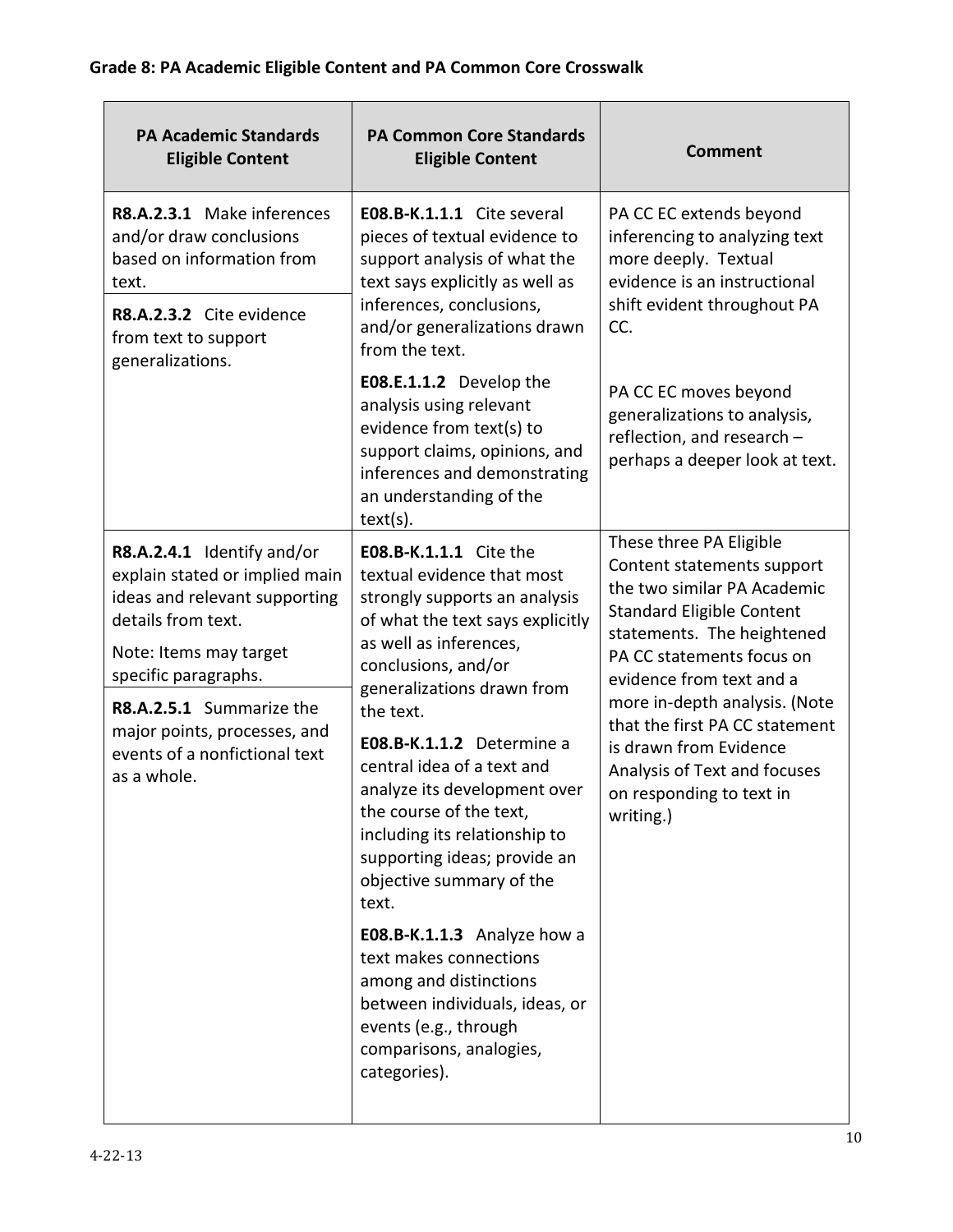**Grade 8: PA Academic Eligible Content and PA Common Core Crosswalk**

| PA Academic Standards Eligible Content | PA Common Core Standards Eligible Content | Comment |
|---|---|---|
| **R8.A.2.3.1** Make inferences and/or draw conclusions based on information from text.<br><br>**R8.A.2.3.2** Cite evidence from text to support generalizations. | **E08.B-K.1.1.1** Cite several pieces of textual evidence to support analysis of what the text says explicitly as well as inferences, conclusions, and/or generalizations drawn from the text.<br><br>**E08.E.1.1.2** Develop the analysis using relevant evidence from text(s) to support claims, opinions, and inferences and demonstrating an understanding of the text(s). | PA CC EC extends beyond inferencing to analyzing text more deeply. Textual evidence is an instructional shift evident throughout PA CC.<br><br>PA CC EC moves beyond generalizations to analysis, reflection, and research – perhaps a deeper look at text. |
| **R8.A.2.4.1** Identify and/or explain stated or implied main ideas and relevant supporting details from text.<br><br>Note: Items may target specific paragraphs.<br><br>**R8.A.2.5.1** Summarize the major points, processes, and events of a nonfictional text as a whole. | **E08.B-K.1.1.1** Cite the textual evidence that most strongly supports an analysis of what the text says explicitly as well as inferences, conclusions, and/or generalizations drawn from the text.<br><br>**E08.B-K.1.1.2** Determine a central idea of a text and analyze its development over the course of the text, including its relationship to supporting ideas; provide an objective summary of the text.<br><br>**E08.B-K.1.1.3** Analyze how a text makes connections among and distinctions between individuals, ideas, or events (e.g., through comparisons, analogies, categories). | These three PA Eligible Content statements support the two similar PA Academic Standard Eligible Content statements. The heightened PA CC statements focus on evidence from text and a more in-depth analysis. (Note that the first PA CC statement is drawn from Evidence Analysis of Text and focuses on responding to text in writing.) |

4-22-13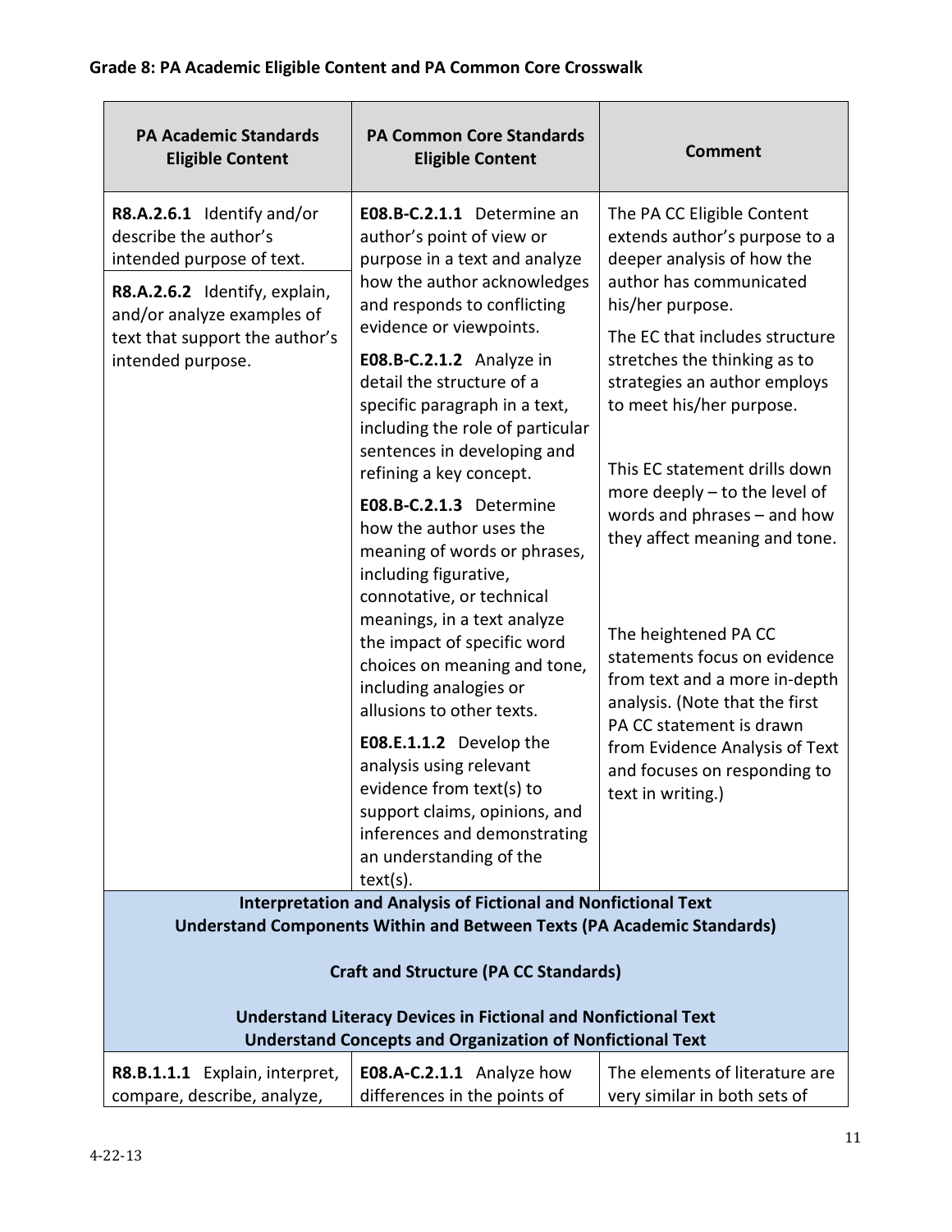## Grade 8: PA Academic Eligible Content and PA Common Core Crosswalk

| PA Academic Standards Eligible Content | PA Common Core Standards Eligible Content | Comment |
|---|---|---|
| **R8.A.2.6.1** Identify and/or describe the author's intended purpose of text.<br><br>**R8.A.2.6.2** Identify, explain, and/or analyze examples of text that support the author's intended purpose. | **E08.B-C.2.1.1** Determine an author's point of view or purpose in a text and analyze how the author acknowledges and responds to conflicting evidence or viewpoints.<br><br>**E08.B-C.2.1.2** Analyze in detail the structure of a specific paragraph in a text, including the role of particular sentences in developing and refining a key concept.<br><br>**E08.B-C.2.1.3** Determine how the author uses the meaning of words or phrases, including figurative, connotative, or technical meanings, in a text analyze the impact of specific word choices on meaning and tone, including analogies or allusions to other texts.<br><br>**E08.E.1.1.2** Develop the analysis using relevant evidence from text(s) to support claims, opinions, and inferences and demonstrating an understanding of the text(s). | The PA CC Eligible Content extends author's purpose to a deeper analysis of how the author has communicated his/her purpose.<br><br>The EC that includes structure stretches the thinking as to strategies an author employs to meet his/her purpose.<br><br>This EC statement drills down more deeply – to the level of words and phrases – and how they affect meaning and tone.<br><br>The heightened PA CC statements focus on evidence from text and a more in-depth analysis. (Note that the first PA CC statement is drawn from Evidence Analysis of Text and focuses on responding to text in writing.) |
| **Interpretation and Analysis of Fictional and Nonfictional Text**<br>**Understand Components Within and Between Texts (PA Academic Standards)**<br><br>**Craft and Structure (PA CC Standards)**<br><br>**Understand Literacy Devices in Fictional and Nonfictional Text**<br>**Understand Concepts and Organization of Nonfictional Text** | | |
| **R8.B.1.1.1** Explain, interpret, compare, describe, analyze, | **E08.A-C.2.1.1** Analyze how differences in the points of | The elements of literature are very similar in both sets of |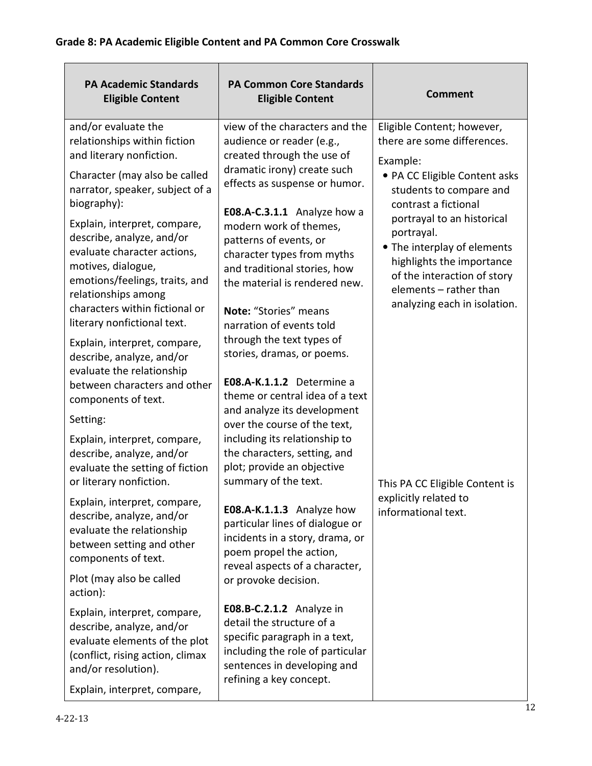## Grade 8: PA Academic Eligible Content and PA Common Core Crosswalk

| PA Academic Standards Eligible Content | PA Common Core Standards Eligible Content | Comment |
|---|---|---|
| and/or evaluate the relationships within fiction and literary nonfiction.<br><br>Character (may also be called narrator, speaker, subject of a biography):<br><br>Explain, interpret, compare, describe, analyze, and/or evaluate character actions, motives, dialogue, emotions/feelings, traits, and relationships among characters within fictional or literary nonfictional text.<br><br>Explain, interpret, compare, describe, analyze, and/or evaluate the relationship between characters and other components of text.<br><br>Setting:<br><br>Explain, interpret, compare, describe, analyze, and/or evaluate the setting of fiction or literary nonfiction.<br><br>Explain, interpret, compare, describe, analyze, and/or evaluate the relationship between setting and other components of text.<br><br>Plot (may also be called action):<br><br>Explain, interpret, compare, describe, analyze, and/or evaluate elements of the plot (conflict, rising action, climax and/or resolution).<br><br>Explain, interpret, compare, | view of the characters and the audience or reader (e.g., created through the use of dramatic irony) create such effects as suspense or humor.<br><br>**E08.A-C.3.1.1** Analyze how a modern work of themes, patterns of events, or character types from myths and traditional stories, how the material is rendered new.<br><br>**Note:** "Stories" means narration of events told through the text types of stories, dramas, or poems.<br><br>**E08.A-K.1.1.2** Determine a theme or central idea of a text and analyze its development over the course of the text, including its relationship to the characters, setting, and plot; provide an objective summary of the text.<br><br>**E08.A-K.1.1.3** Analyze how particular lines of dialogue or incidents in a story, drama, or poem propel the action, reveal aspects of a character, or provoke decision.<br><br>**E08.B-C.2.1.2** Analyze in detail the structure of a specific paragraph in a text, including the role of particular sentences in developing and refining a key concept. | Eligible Content; however, there are some differences.<br><br>Example:<br>• PA CC Eligible Content asks students to compare and contrast a fictional portrayal to an historical portrayal.<br>• The interplay of elements highlights the importance of the interaction of story elements – rather than analyzing each in isolation.<br><br>This PA CC Eligible Content is explicitly related to informational text. |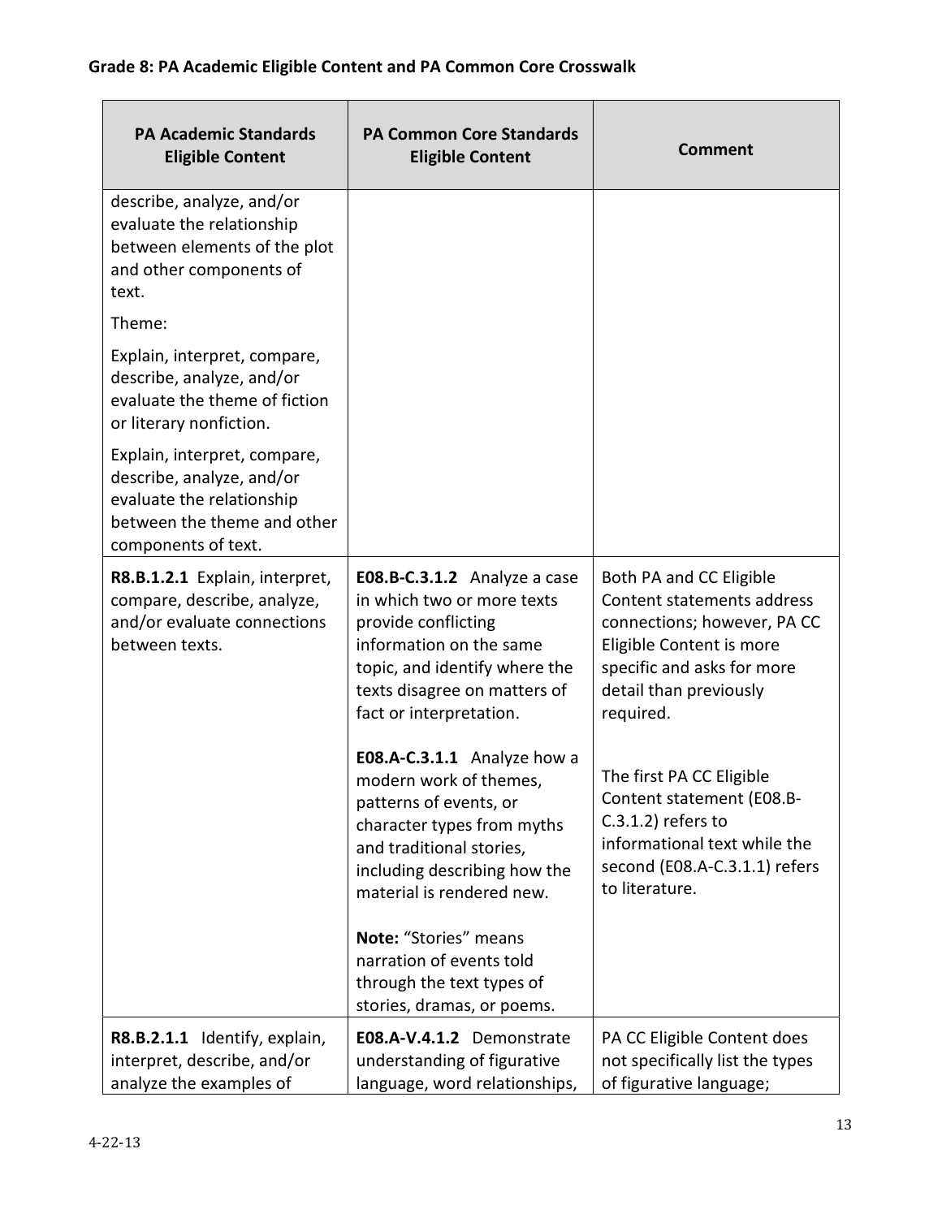### Grade 8: PA Academic Eligible Content and PA Common Core Crosswalk

| PA Academic Standards Eligible Content | PA Common Core Standards Eligible Content | Comment |
|---|---|---|
| describe, analyze, and/or evaluate the relationship between elements of the plot and other components of text.<br><br>Theme:<br><br>Explain, interpret, compare, describe, analyze, and/or evaluate the theme of fiction or literary nonfiction.<br><br>Explain, interpret, compare, describe, analyze, and/or evaluate the relationship between the theme and other components of text. | | |
| **R8.B.1.2.1** Explain, interpret, compare, describe, analyze, and/or evaluate connections between texts. | **E08.B-C.3.1.2** Analyze a case in which two or more texts provide conflicting information on the same topic, and identify where the texts disagree on matters of fact or interpretation.<br><br>**E08.A-C.3.1.1** Analyze how a modern work of themes, patterns of events, or character types from myths and traditional stories, including describing how the material is rendered new.<br><br>**Note:** "Stories" means narration of events told through the text types of stories, dramas, or poems. | Both PA and CC Eligible Content statements address connections; however, PA CC Eligible Content is more specific and asks for more detail than previously required.<br><br>The first PA CC Eligible Content statement (E08.B-C.3.1.2) refers to informational text while the second (E08.A-C.3.1.1) refers to literature. |
| **R8.B.2.1.1** Identify, explain, interpret, describe, and/or analyze the examples of | **E08.A-V.4.1.2** Demonstrate understanding of figurative language, word relationships, | PA CC Eligible Content does not specifically list the types of figurative language; |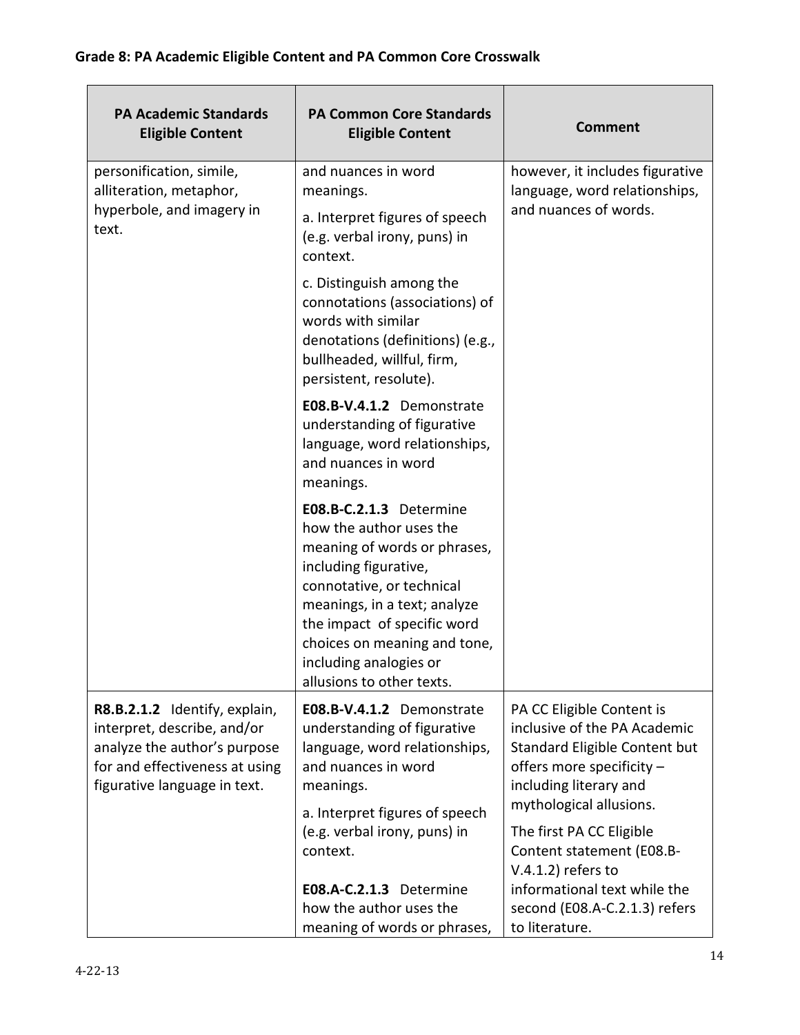## Grade 8: PA Academic Eligible Content and PA Common Core Crosswalk

| PA Academic Standards Eligible Content | PA Common Core Standards Eligible Content | Comment |
|---|---|---|
| personification, simile, alliteration, metaphor, hyperbole, and imagery in text. | and nuances in word meanings.<br>a. Interpret figures of speech (e.g. verbal irony, puns) in context.<br>c. Distinguish among the connotations (associations) of words with similar denotations (definitions) (e.g., bullheaded, willful, firm, persistent, resolute).<br>**E08.B-V.4.1.2** Demonstrate understanding of figurative language, word relationships, and nuances in word meanings.<br>**E08.B-C.2.1.3** Determine how the author uses the meaning of words or phrases, including figurative, connotative, or technical meanings, in a text; analyze the impact of specific word choices on meaning and tone, including analogies or allusions to other texts. | however, it includes figurative language, word relationships, and nuances of words. |
| **R8.B.2.1.2** Identify, explain, interpret, describe, and/or analyze the author's purpose for and effectiveness at using figurative language in text. | **E08.B-V.4.1.2** Demonstrate understanding of figurative language, word relationships, and nuances in word meanings.<br>a. Interpret figures of speech (e.g. verbal irony, puns) in context.<br>**E08.A-C.2.1.3** Determine how the author uses the meaning of words or phrases, | PA CC Eligible Content is inclusive of the PA Academic Standard Eligible Content but offers more specificity – including literary and mythological allusions.<br>The first PA CC Eligible Content statement (E08.B-V.4.1.2) refers to informational text while the second (E08.A-C.2.1.3) refers to literature. |

4-22-13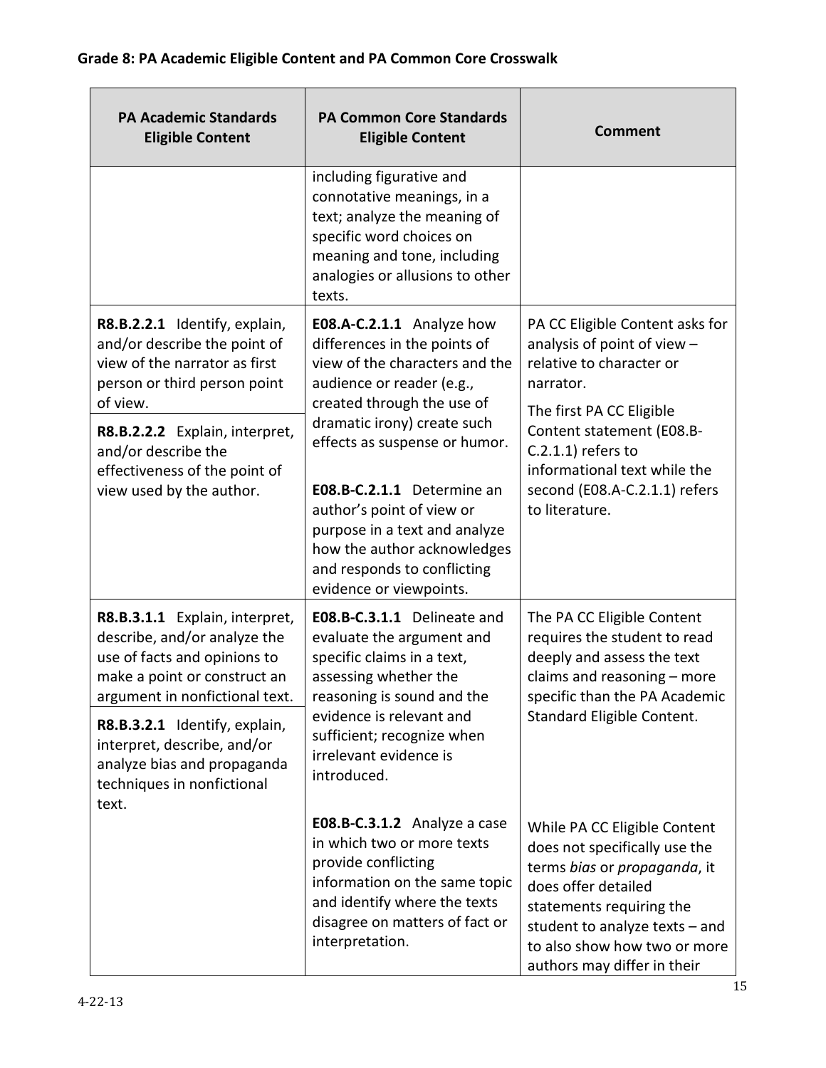**Grade 8: PA Academic Eligible Content and PA Common Core Crosswalk**

| PA Academic Standards Eligible Content | PA Common Core Standards Eligible Content | Comment |
|---|---|---|
| | including figurative and connotative meanings, in a text; analyze the meaning of specific word choices on meaning and tone, including analogies or allusions to other texts. | |
| **R8.B.2.2.1** Identify, explain, and/or describe the point of view of the narrator as first person or third person point of view.<br><br>**R8.B.2.2.2** Explain, interpret, and/or describe the effectiveness of the point of view used by the author. | **E08.A-C.2.1.1** Analyze how differences in the points of view of the characters and the audience or reader (e.g., created through the use of dramatic irony) create such effects as suspense or humor.<br><br>**E08.B-C.2.1.1** Determine an author's point of view or purpose in a text and analyze how the author acknowledges and responds to conflicting evidence or viewpoints. | PA CC Eligible Content asks for analysis of point of view – relative to character or narrator.<br><br>The first PA CC Eligible Content statement (E08.B-C.2.1.1) refers to informational text while the second (E08.A-C.2.1.1) refers to literature. |
| **R8.B.3.1.1** Explain, interpret, describe, and/or analyze the use of facts and opinions to make a point or construct an argument in nonfictional text.<br><br>**R8.B.3.2.1** Identify, explain, interpret, describe, and/or analyze bias and propaganda techniques in nonfictional text. | **E08.B-C.3.1.1** Delineate and evaluate the argument and specific claims in a text, assessing whether the reasoning is sound and the evidence is relevant and sufficient; recognize when irrelevant evidence is introduced.<br><br>**E08.B-C.3.1.2** Analyze a case in which two or more texts provide conflicting information on the same topic and identify where the texts disagree on matters of fact or interpretation. | The PA CC Eligible Content requires the student to read deeply and assess the text claims and reasoning – more specific than the PA Academic Standard Eligible Content.<br><br>While PA CC Eligible Content does not specifically use the terms *bias* or *propaganda*, it does offer detailed statements requiring the student to analyze texts – and to also show how two or more authors may differ in their |

4-22-13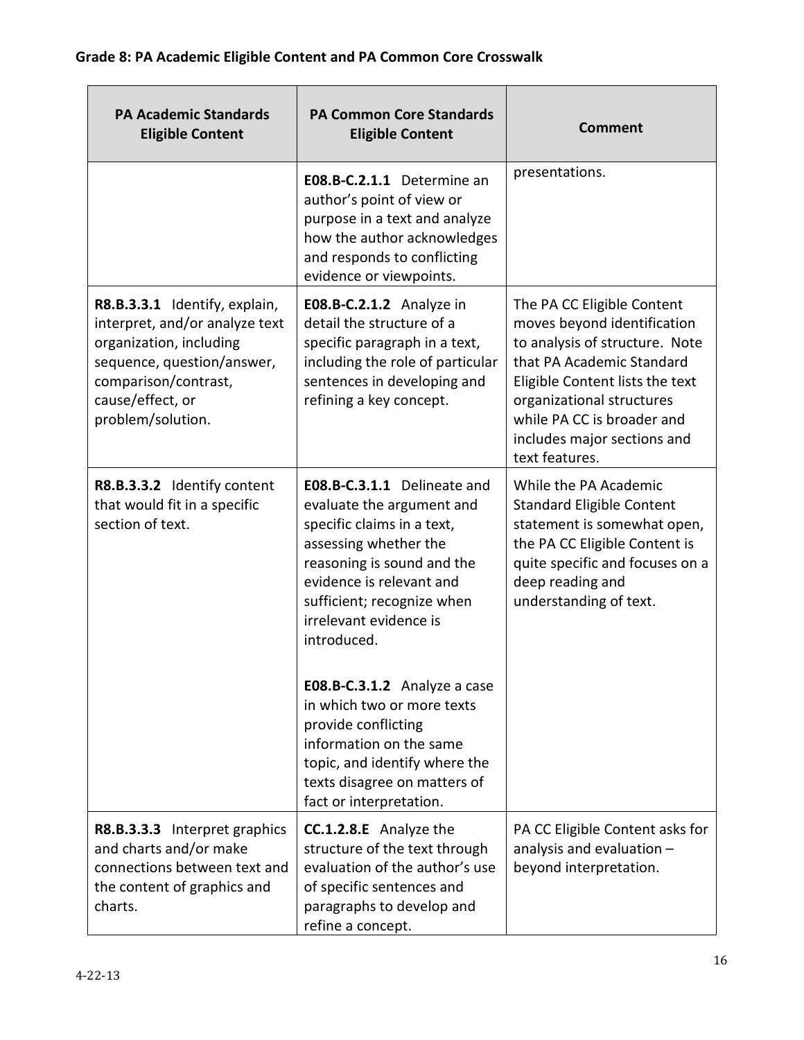**Grade 8: PA Academic Eligible Content and PA Common Core Crosswalk**

| PA Academic Standards Eligible Content | PA Common Core Standards Eligible Content | Comment |
|---|---|---|
| | **E08.B-C.2.1.1** Determine an author's point of view or purpose in a text and analyze how the author acknowledges and responds to conflicting evidence or viewpoints. | presentations. |
| **R8.B.3.3.1** Identify, explain, interpret, and/or analyze text organization, including sequence, question/answer, comparison/contrast, cause/effect, or problem/solution. | **E08.B-C.2.1.2** Analyze in detail the structure of a specific paragraph in a text, including the role of particular sentences in developing and refining a key concept. | The PA CC Eligible Content moves beyond identification to analysis of structure. Note that PA Academic Standard Eligible Content lists the text organizational structures while PA CC is broader and includes major sections and text features. |
| **R8.B.3.3.2** Identify content that would fit in a specific section of text. | **E08.B-C.3.1.1** Delineate and evaluate the argument and specific claims in a text, assessing whether the reasoning is sound and the evidence is relevant and sufficient; recognize when irrelevant evidence is introduced.<br><br>**E08.B-C.3.1.2** Analyze a case in which two or more texts provide conflicting information on the same topic, and identify where the texts disagree on matters of fact or interpretation. | While the PA Academic Standard Eligible Content statement is somewhat open, the PA CC Eligible Content is quite specific and focuses on a deep reading and understanding of text. |
| **R8.B.3.3.3** Interpret graphics and charts and/or make connections between text and the content of graphics and charts. | **CC.1.2.8.E** Analyze the structure of the text through evaluation of the author's use of specific sentences and paragraphs to develop and refine a concept. | PA CC Eligible Content asks for analysis and evaluation – beyond interpretation. |

4-22-13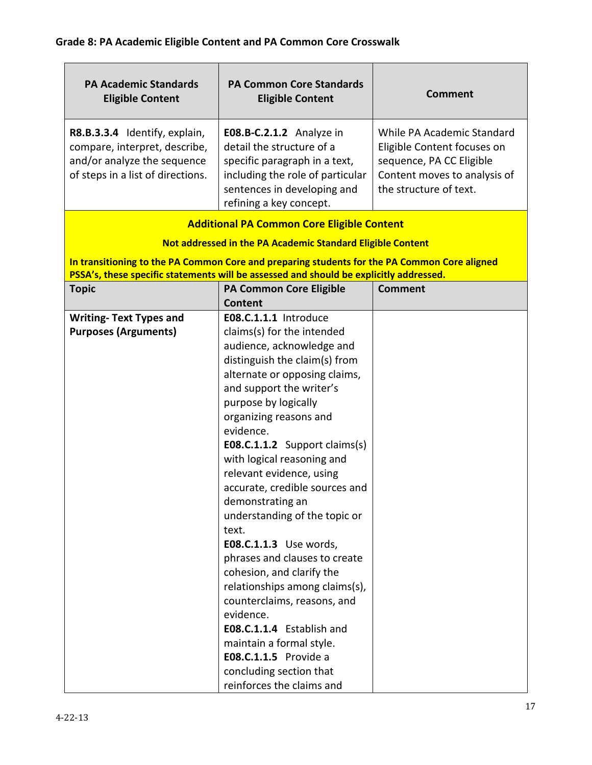**Grade 8: PA Academic Eligible Content and PA Common Core Crosswalk**

| PA Academic Standards Eligible Content | PA Common Core Standards Eligible Content | Comment |
|---|---|---|
| **R8.B.3.3.4** Identify, explain, compare, interpret, describe, and/or analyze the sequence of steps in a list of directions. | **E08.B-C.2.1.2** Analyze in detail the structure of a specific paragraph in a text, including the role of particular sentences in developing and refining a key concept. | While PA Academic Standard Eligible Content focuses on sequence, PA CC Eligible Content moves to analysis of the structure of text. |

**Additional PA Common Core Eligible Content**

**Not addressed in the PA Academic Standard Eligible Content**

**In transitioning to the PA Common Core and preparing students for the PA Common Core aligned PSSA's, these specific statements will be assessed and should be explicitly addressed.**

| Topic | PA Common Core Eligible Content | Comment |
|---|---|---|
| **Writing- Text Types and Purposes (Arguments)** | **E08.C.1.1.1** Introduce claims(s) for the intended audience, acknowledge and distinguish the claim(s) from alternate or opposing claims, and support the writer's purpose by logically organizing reasons and evidence.<br>**E08.C.1.1.2** Support claims(s) with logical reasoning and relevant evidence, using accurate, credible sources and demonstrating an understanding of the topic or text.<br>**E08.C.1.1.3** Use words, phrases and clauses to create cohesion, and clarify the relationships among claims(s), counterclaims, reasons, and evidence.<br>**E08.C.1.1.4** Establish and maintain a formal style.<br>**E08.C.1.1.5** Provide a concluding section that reinforces the claims and | |

4-22-13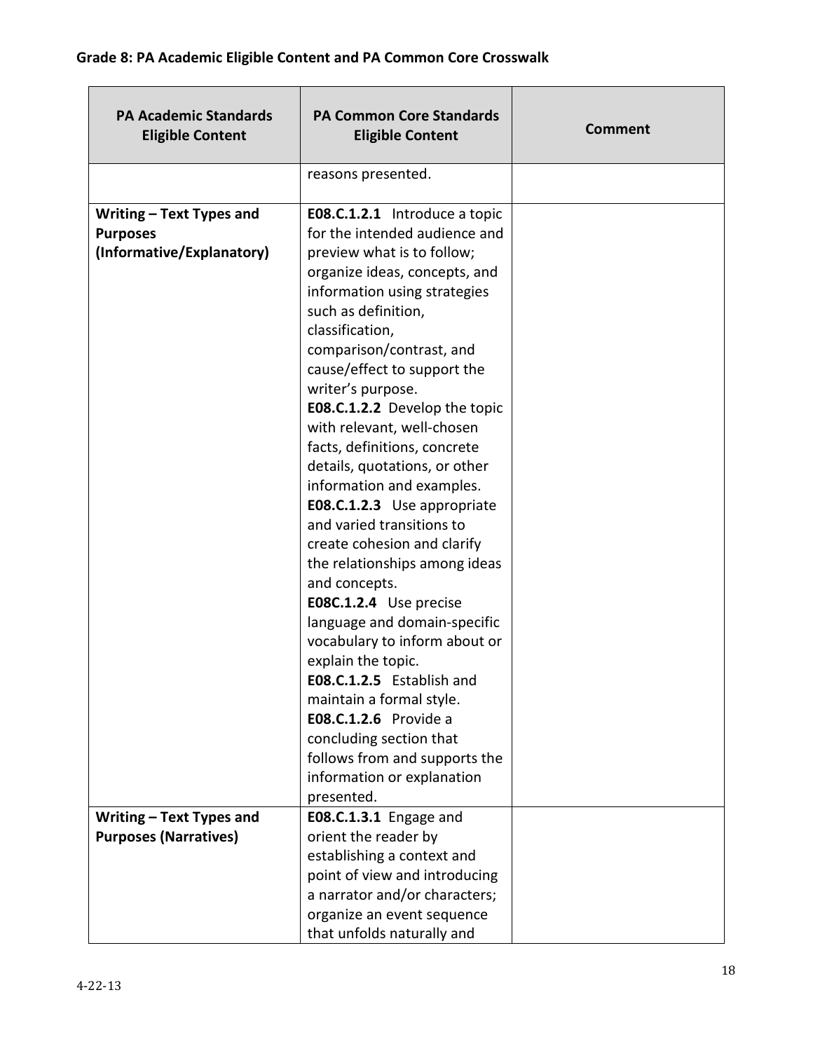## Grade 8: PA Academic Eligible Content and PA Common Core Crosswalk

| PA Academic Standards Eligible Content | PA Common Core Standards Eligible Content | Comment |
|---|---|---|
| | reasons presented. | |
| **Writing – Text Types and Purposes (Informative/Explanatory)** | **E08.C.1.2.1** Introduce a topic for the intended audience and preview what is to follow; organize ideas, concepts, and information using strategies such as definition, classification, comparison/contrast, and cause/effect to support the writer's purpose.<br>**E08.C.1.2.2** Develop the topic with relevant, well-chosen facts, definitions, concrete details, quotations, or other information and examples.<br>**E08.C.1.2.3** Use appropriate and varied transitions to create cohesion and clarify the relationships among ideas and concepts.<br>**E08C.1.2.4** Use precise language and domain-specific vocabulary to inform about or explain the topic.<br>**E08.C.1.2.5** Establish and maintain a formal style.<br>**E08.C.1.2.6** Provide a concluding section that follows from and supports the information or explanation presented. | |
| **Writing – Text Types and Purposes (Narratives)** | **E08.C.1.3.1** Engage and orient the reader by establishing a context and point of view and introducing a narrator and/or characters; organize an event sequence that unfolds naturally and | |

4-22-13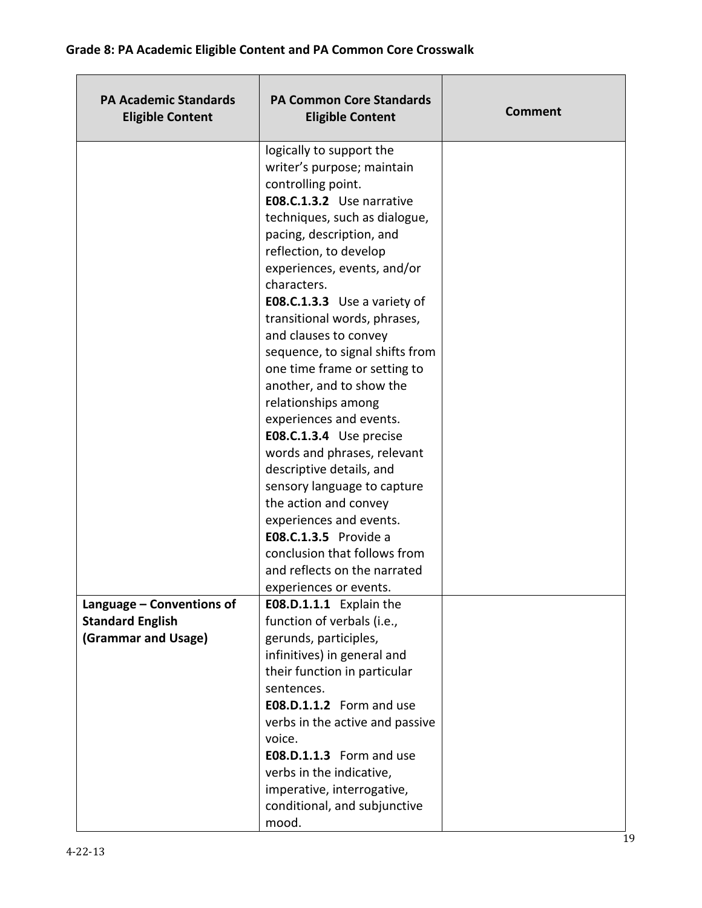## Grade 8: PA Academic Eligible Content and PA Common Core Crosswalk

| PA Academic Standards Eligible Content | PA Common Core Standards Eligible Content | Comment |
|---|---|---|
| | logically to support the writer's purpose; maintain controlling point.<br>**E08.C.1.3.2** Use narrative techniques, such as dialogue, pacing, description, and reflection, to develop experiences, events, and/or characters.<br>**E08.C.1.3.3** Use a variety of transitional words, phrases, and clauses to convey sequence, to signal shifts from one time frame or setting to another, and to show the relationships among experiences and events.<br>**E08.C.1.3.4** Use precise words and phrases, relevant descriptive details, and sensory language to capture the action and convey experiences and events.<br>**E08.C.1.3.5** Provide a conclusion that follows from and reflects on the narrated experiences or events. | |
| **Language – Conventions of Standard English (Grammar and Usage)** | **E08.D.1.1.1** Explain the function of verbals (i.e., gerunds, participles, infinitives) in general and their function in particular sentences.<br>**E08.D.1.1.2** Form and use verbs in the active and passive voice.<br>**E08.D.1.1.3** Form and use verbs in the indicative, imperative, interrogative, conditional, and subjunctive mood. | |

4-22-13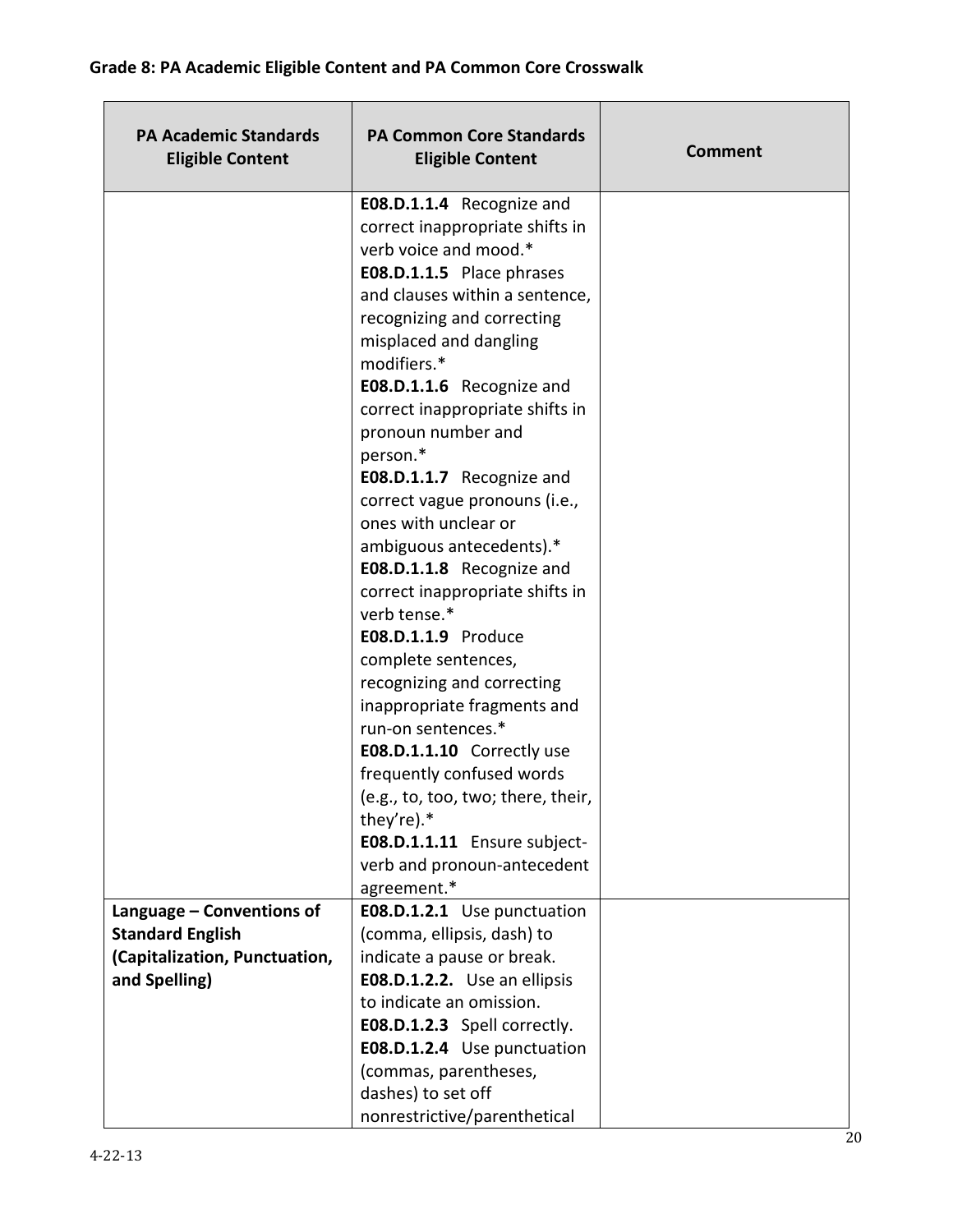**Grade 8: PA Academic Eligible Content and PA Common Core Crosswalk**

| PA Academic Standards Eligible Content | PA Common Core Standards Eligible Content | Comment |
|---|---|---|
| | **E08.D.1.1.4** Recognize and correct inappropriate shifts in verb voice and mood.* **E08.D.1.1.5** Place phrases and clauses within a sentence, recognizing and correcting misplaced and dangling modifiers.* **E08.D.1.1.6** Recognize and correct inappropriate shifts in pronoun number and person.* **E08.D.1.1.7** Recognize and correct vague pronouns (i.e., ones with unclear or ambiguous antecedents).* **E08.D.1.1.8** Recognize and correct inappropriate shifts in verb tense.* **E08.D.1.1.9** Produce complete sentences, recognizing and correcting inappropriate fragments and run-on sentences.* **E08.D.1.1.10** Correctly use frequently confused words (e.g., to, too, two; there, their, they're).* **E08.D.1.1.11** Ensure subject-verb and pronoun-antecedent agreement.* | |
| **Language – Conventions of Standard English (Capitalization, Punctuation, and Spelling)** | **E08.D.1.2.1** Use punctuation (comma, ellipsis, dash) to indicate a pause or break. **E08.D.1.2.2.** Use an ellipsis to indicate an omission. **E08.D.1.2.3** Spell correctly. **E08.D.1.2.4** Use punctuation (commas, parentheses, dashes) to set off nonrestrictive/parenthetical | |

4-22-13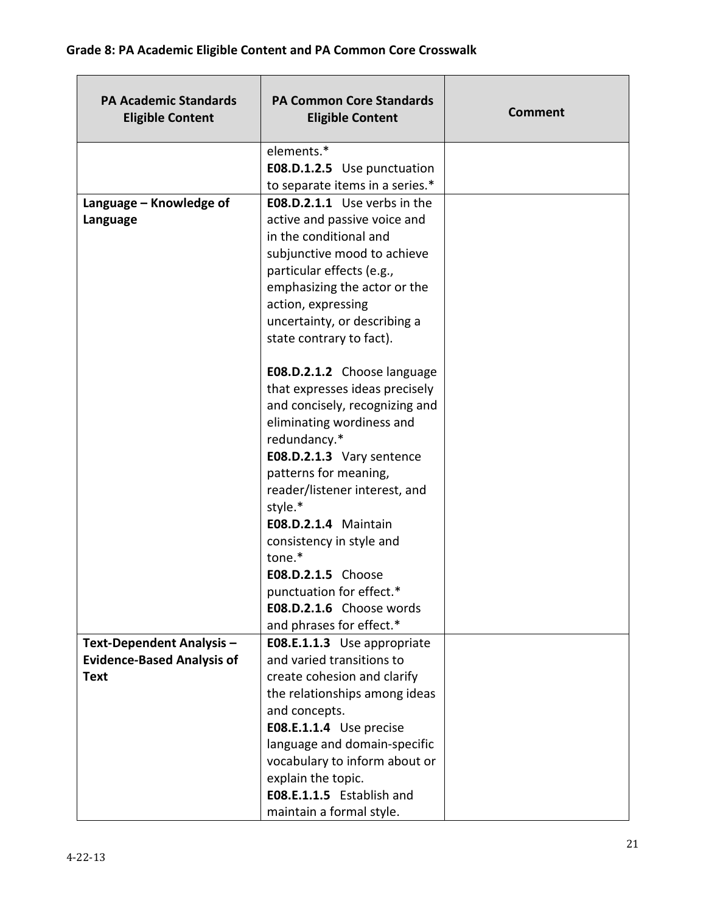**Grade 8: PA Academic Eligible Content and PA Common Core Crosswalk**

| PA Academic Standards Eligible Content | PA Common Core Standards Eligible Content | Comment |
|---|---|---|
| | elements.*<br>**E08.D.1.2.5** Use punctuation to separate items in a series.* | |
| **Language – Knowledge of Language** | **E08.D.2.1.1** Use verbs in the active and passive voice and in the conditional and subjunctive mood to achieve particular effects (e.g., emphasizing the actor or the action, expressing uncertainty, or describing a state contrary to fact).<br><br>**E08.D.2.1.2** Choose language that expresses ideas precisely and concisely, recognizing and eliminating wordiness and redundancy.*<br>**E08.D.2.1.3** Vary sentence patterns for meaning, reader/listener interest, and style.*<br>**E08.D.2.1.4** Maintain consistency in style and tone.*<br>**E08.D.2.1.5** Choose punctuation for effect.*<br>**E08.D.2.1.6** Choose words and phrases for effect.* | |
| **Text-Dependent Analysis – Evidence-Based Analysis of Text** | **E08.E.1.1.3** Use appropriate and varied transitions to create cohesion and clarify the relationships among ideas and concepts.<br>**E08.E.1.1.4** Use precise language and domain-specific vocabulary to inform about or explain the topic.<br>**E08.E.1.1.5** Establish and maintain a formal style. | |

4-22-13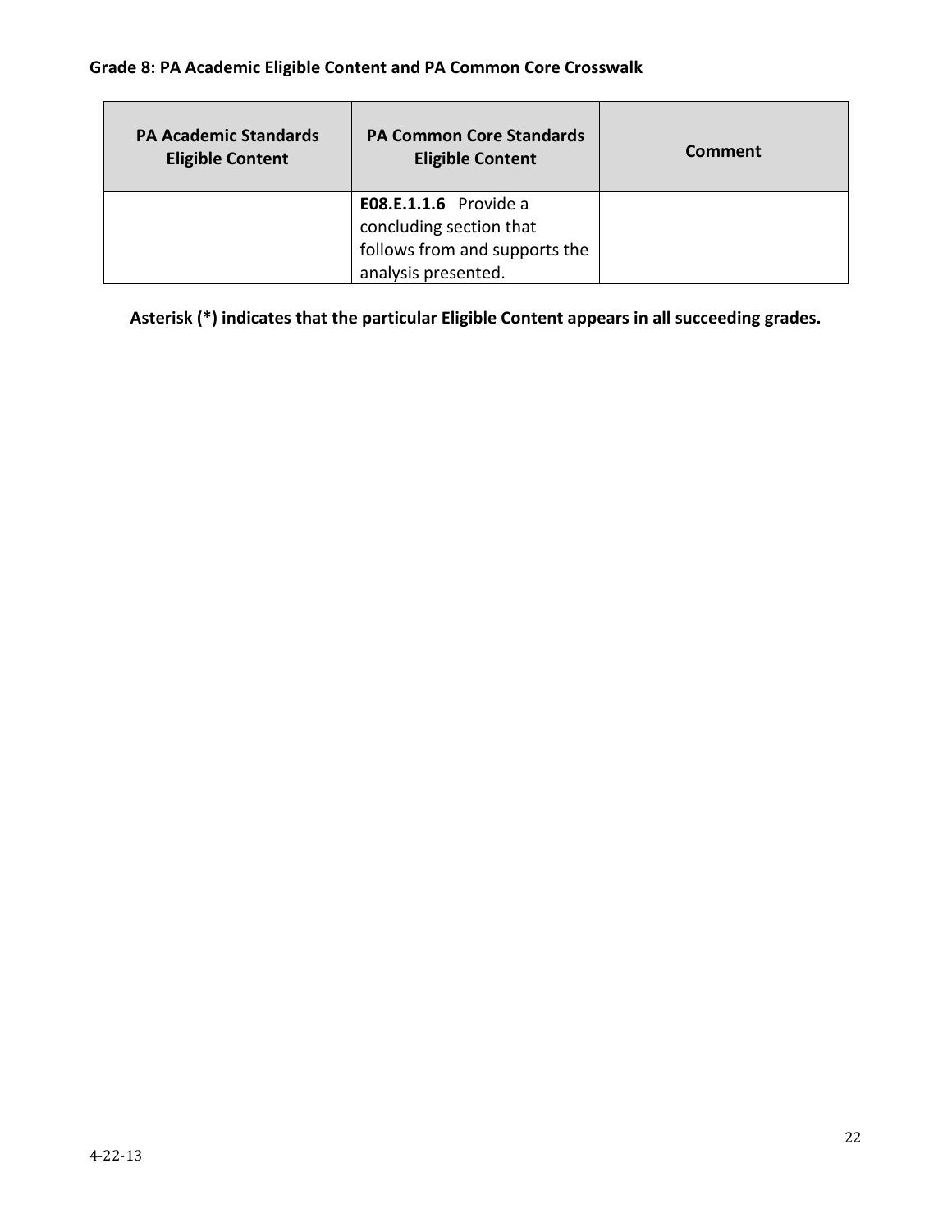**Grade 8: PA Academic Eligible Content and PA Common Core Crosswalk**

| PA Academic Standards Eligible Content | PA Common Core Standards Eligible Content | Comment |
|---|---|---|
| | **E08.E.1.1.6** Provide a concluding section that follows from and supports the analysis presented. | |

**Asterisk (*) indicates that the particular Eligible Content appears in all succeeding grades.**

4-22-13